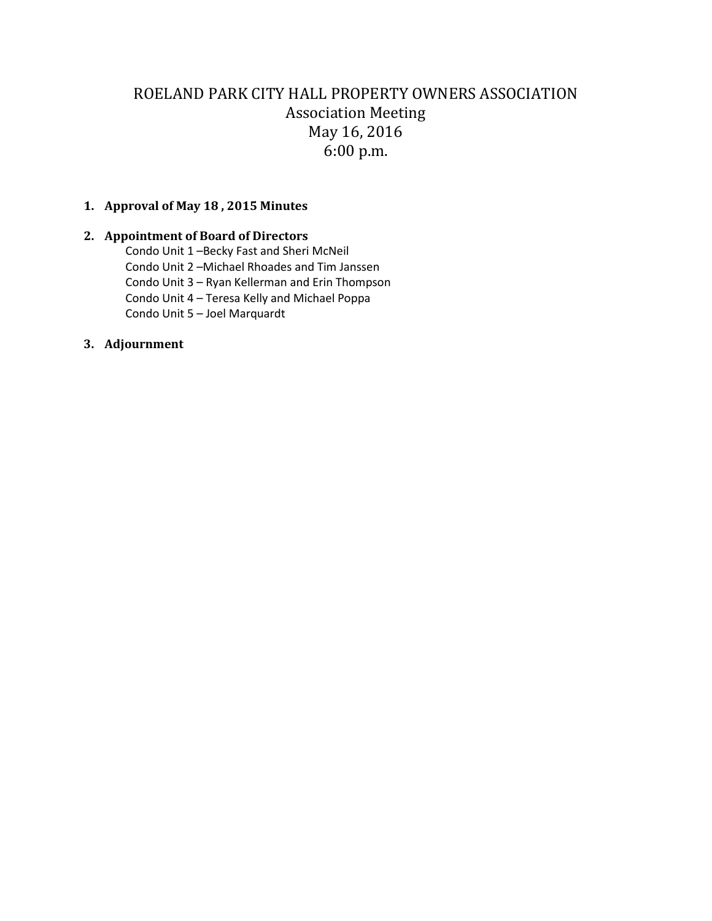# ROELAND PARK CITY HALL PROPERTY OWNERS ASSOCIATION

## Association Meeting

## May 16, 2016

## 6:00 p.m.

1. **Approval of May 18 , 2015 Minutes**

2. **Appointment of Board of Directors**

   Condo Unit 1 –Becky Fast and Sheri McNeil
   Condo Unit 2 –Michael Rhoades and Tim Janssen
   Condo Unit 3 – Ryan Kellerman and Erin Thompson
   Condo Unit 4 – Teresa Kelly and Michael Poppa
   Condo Unit 5 – Joel Marquardt

3. **Adjournment**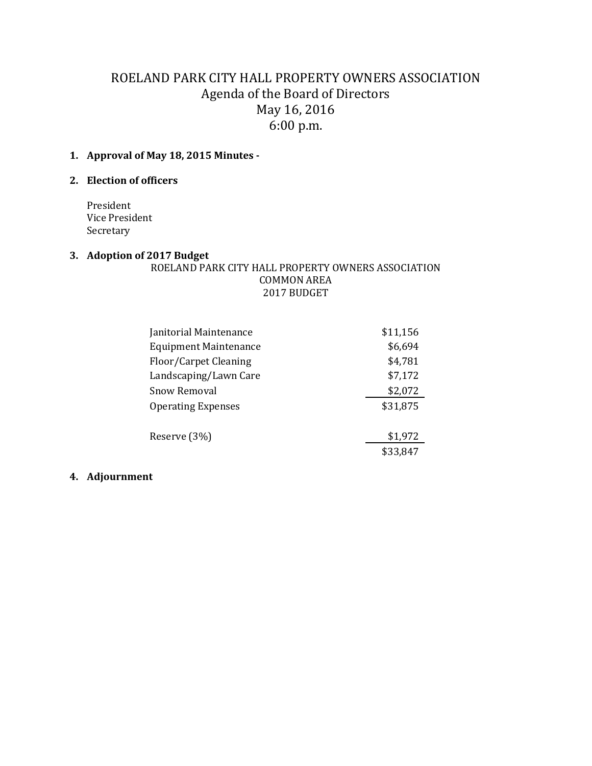# ROELAND PARK CITY HALL PROPERTY OWNERS ASSOCIATION

## Agenda of the Board of Directors

## May 16, 2016

## 6:00 p.m.

1. **Approval of May 18, 2015 Minutes -**

2. **Election of officers**

   President
   Vice President
   Secretary

3. **Adoption of 2017 Budget**

ROELAND PARK CITY HALL PROPERTY OWNERS ASSOCIATION
COMMON AREA
2017 BUDGET

| | |
|---|---|
| Janitorial Maintenance | $11,156 |
| Equipment Maintenance | $6,694 |
| Floor/Carpet Cleaning | $4,781 |
| Landscaping/Lawn Care | $7,172 |
| Snow Removal | $2,072 |
| Operating Expenses | $31,875 |
| | |
| Reserve (3%) | $1,972 |
| | $33,847 |

4. **Adjournment**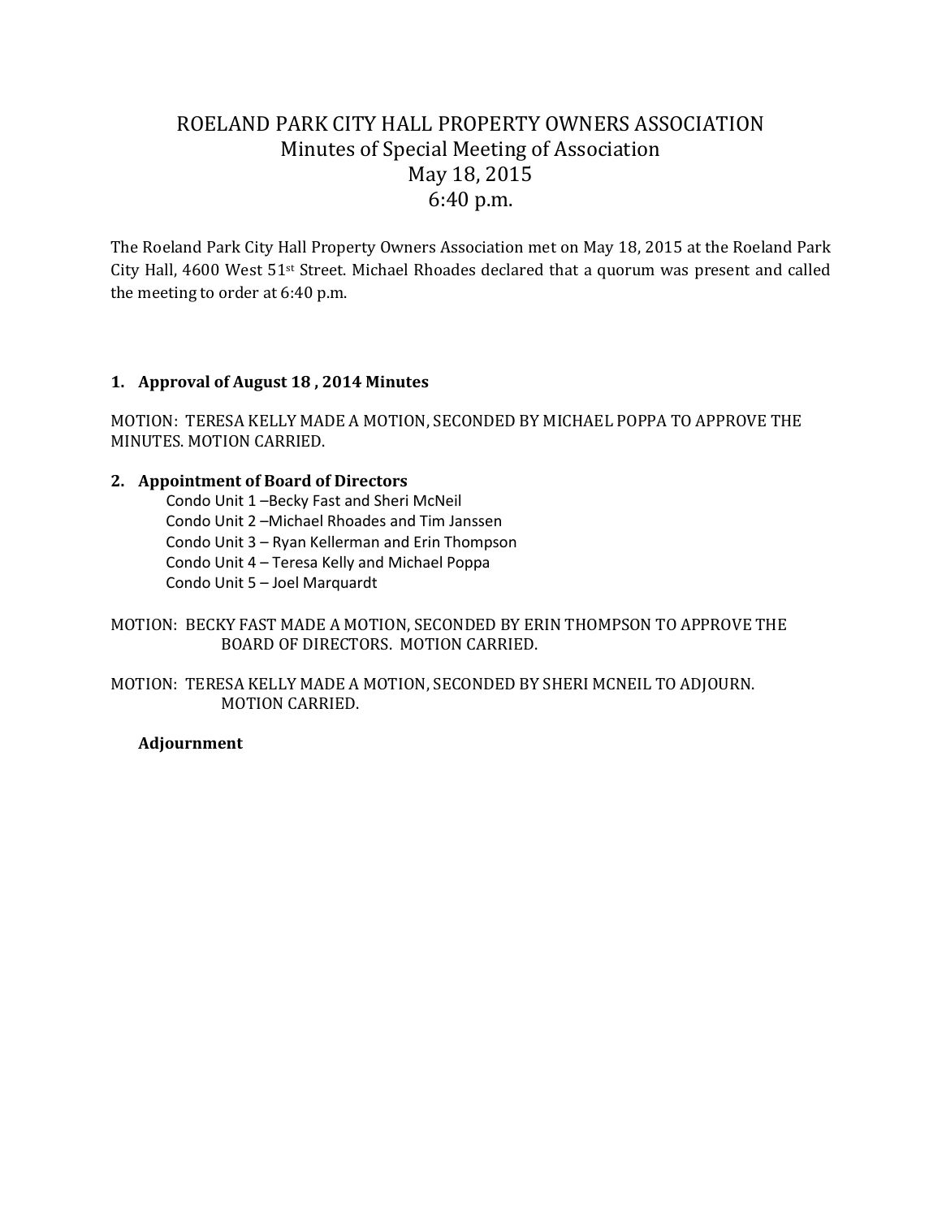# ROELAND PARK CITY HALL PROPERTY OWNERS ASSOCIATION

## Minutes of Special Meeting of Association

## May 18, 2015

## 6:40 p.m.

The Roeland Park City Hall Property Owners Association met on May 18, 2015 at the Roeland Park City Hall, 4600 West 51st Street. Michael Rhoades declared that a quorum was present and called the meeting to order at 6:40 p.m.

**1. Approval of August 18 , 2014 Minutes**

MOTION: TERESA KELLY MADE A MOTION, SECONDED BY MICHAEL POPPA TO APPROVE THE MINUTES. MOTION CARRIED.

**2. Appointment of Board of Directors**

Condo Unit 1 –Becky Fast and Sheri McNeil
Condo Unit 2 –Michael Rhoades and Tim Janssen
Condo Unit 3 – Ryan Kellerman and Erin Thompson
Condo Unit 4 – Teresa Kelly and Michael Poppa
Condo Unit 5 – Joel Marquardt

MOTION: BECKY FAST MADE A MOTION, SECONDED BY ERIN THOMPSON TO APPROVE THE BOARD OF DIRECTORS. MOTION CARRIED.

MOTION: TERESA KELLY MADE A MOTION, SECONDED BY SHERI MCNEIL TO ADJOURN. MOTION CARRIED.

**Adjournment**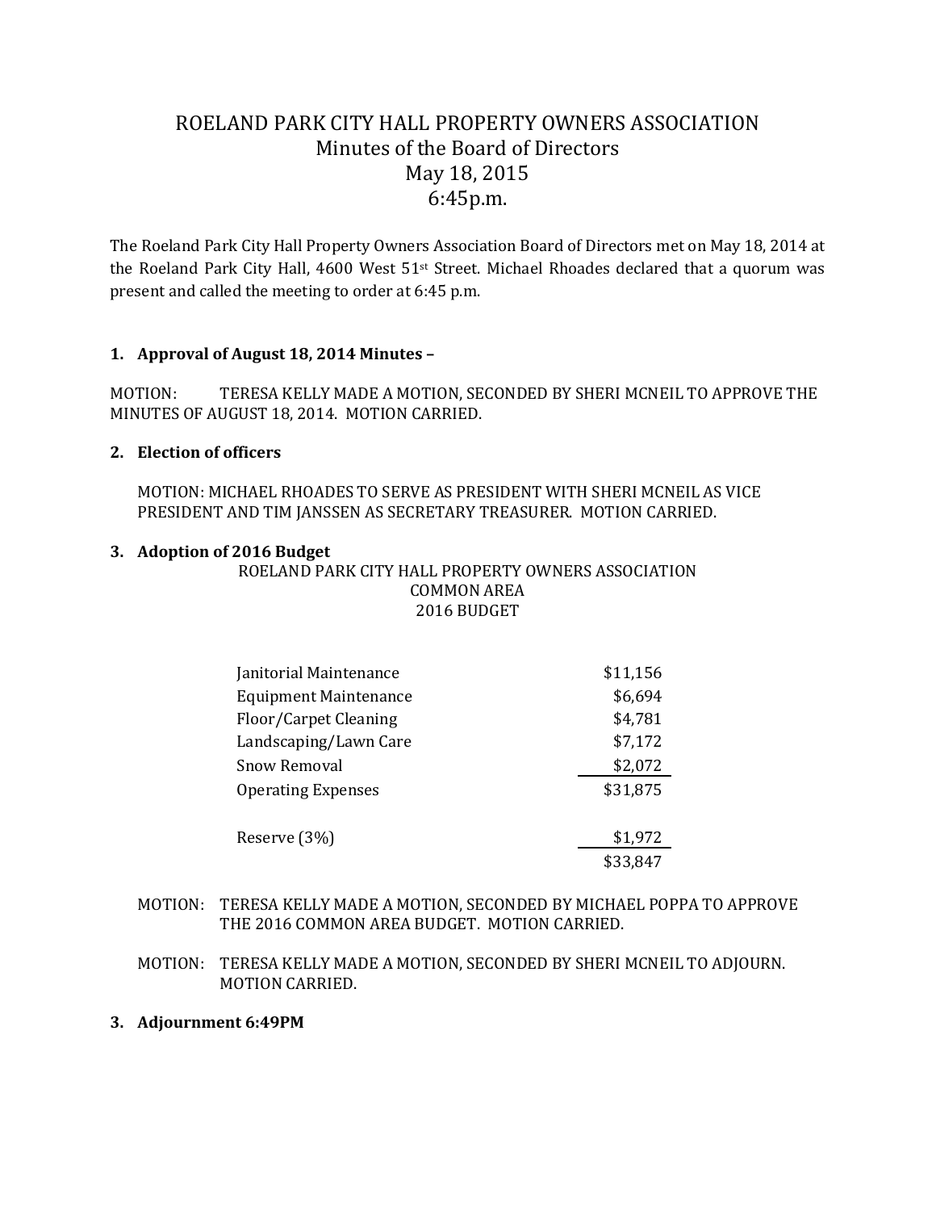# ROELAND PARK CITY HALL PROPERTY OWNERS ASSOCIATION
## Minutes of the Board of Directors
## May 18, 2015
## 6:45p.m.

The Roeland Park City Hall Property Owners Association Board of Directors met on May 18, 2014 at the Roeland Park City Hall, 4600 West 51st Street. Michael Rhoades declared that a quorum was present and called the meeting to order at 6:45 p.m.

**1. Approval of August 18, 2014 Minutes –**

MOTION: TERESA KELLY MADE A MOTION, SECONDED BY SHERI MCNEIL TO APPROVE THE MINUTES OF AUGUST 18, 2014. MOTION CARRIED.

**2. Election of officers**

MOTION: MICHAEL RHOADES TO SERVE AS PRESIDENT WITH SHERI MCNEIL AS VICE PRESIDENT AND TIM JANSSEN AS SECRETARY TREASURER. MOTION CARRIED.

**3. Adoption of 2016 Budget**

ROELAND PARK CITY HALL PROPERTY OWNERS ASSOCIATION
COMMON AREA
2016 BUDGET

| | |
|---|---|
| Janitorial Maintenance | $11,156 |
| Equipment Maintenance | $6,694 |
| Floor/Carpet Cleaning | $4,781 |
| Landscaping/Lawn Care | $7,172 |
| Snow Removal | $2,072 |
| Operating Expenses | $31,875 |
| | |
| Reserve (3%) | $1,972 |
| | $33,847 |

MOTION: TERESA KELLY MADE A MOTION, SECONDED BY MICHAEL POPPA TO APPROVE THE 2016 COMMON AREA BUDGET. MOTION CARRIED.

MOTION: TERESA KELLY MADE A MOTION, SECONDED BY SHERI MCNEIL TO ADJOURN. MOTION CARRIED.

**3. Adjournment 6:49PM**